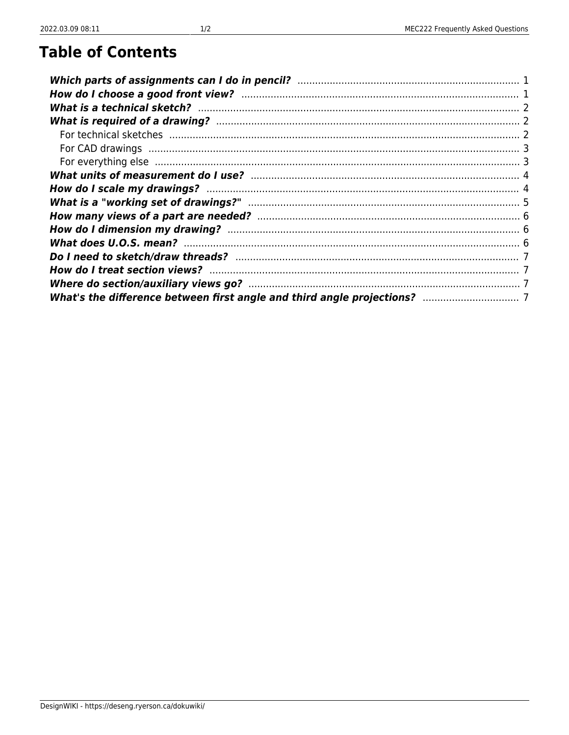# Table of Contents

- ***Which parts of assignments can I do in pencil?*** ... 1
- ***How do I choose a good front view?*** ... 1
- ***What is a technical sketch?*** ... 2
- ***What is required of a drawing?*** ... 2
  - For technical sketches ... 2
  - For CAD drawings ... 3
  - For everything else ... 3
- ***What units of measurement do I use?*** ... 4
- ***How do I scale my drawings?*** ... 4
- ***What is a "working set of drawings?"*** ... 5
- ***How many views of a part are needed?*** ... 6
- ***How do I dimension my drawing?*** ... 6
- ***What does U.O.S. mean?*** ... 6
- ***Do I need to sketch/draw threads?*** ... 7
- ***How do I treat section views?*** ... 7
- ***Where do section/auxiliary views go?*** ... 7
- ***What's the difference between first angle and third angle projections?*** ... 7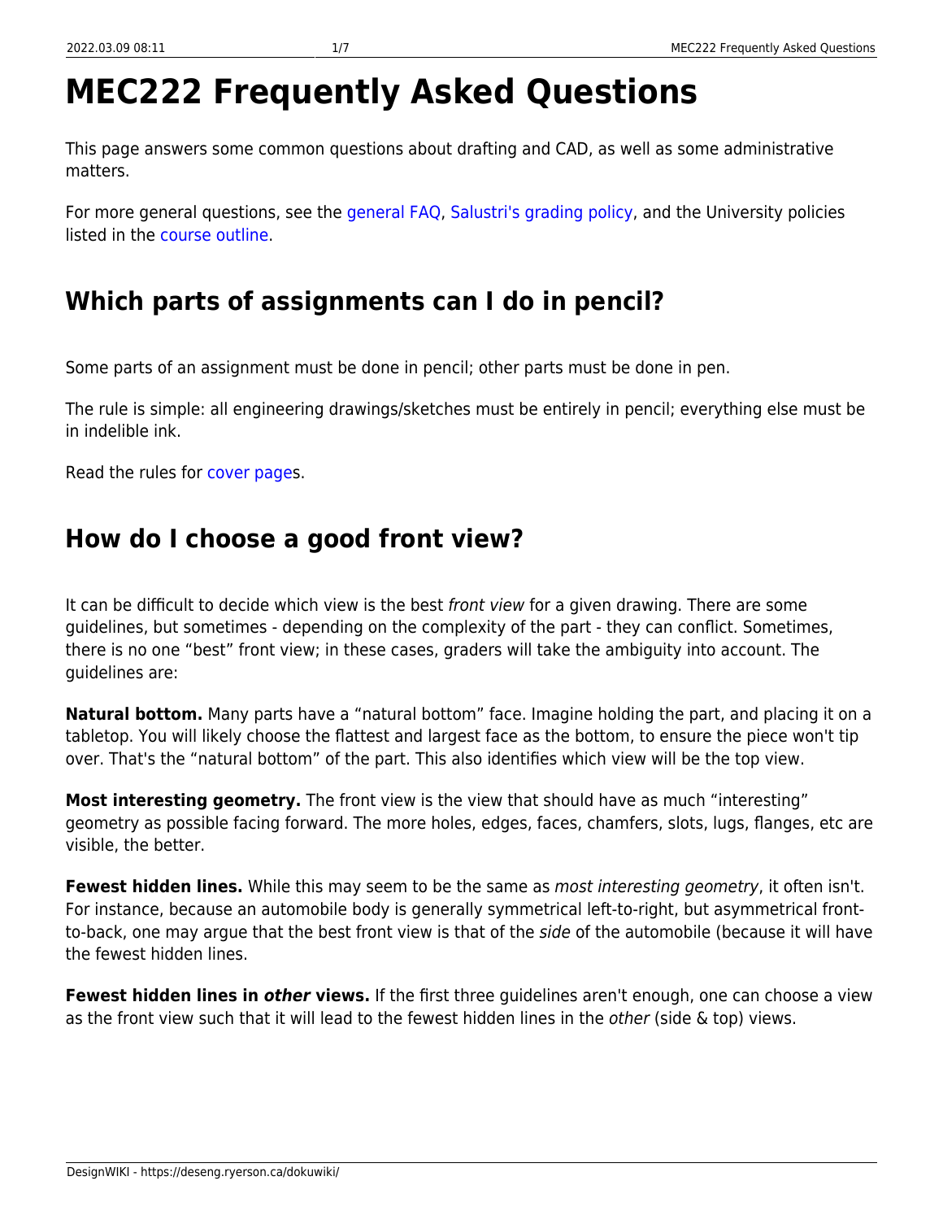# MEC222 Frequently Asked Questions

This page answers some common questions about drafting and CAD, as well as some administrative matters.

For more general questions, see the general FAQ, Salustri's grading policy, and the University policies listed in the course outline.

## Which parts of assignments can I do in pencil?

Some parts of an assignment must be done in pencil; other parts must be done in pen.

The rule is simple: all engineering drawings/sketches must be entirely in pencil; everything else must be in indelible ink.

Read the rules for cover pages.

## How do I choose a good front view?

It can be difficult to decide which view is the best *front view* for a given drawing. There are some guidelines, but sometimes - depending on the complexity of the part - they can conflict. Sometimes, there is no one "best" front view; in these cases, graders will take the ambiguity into account. The guidelines are:

**Natural bottom.** Many parts have a "natural bottom" face. Imagine holding the part, and placing it on a tabletop. You will likely choose the flattest and largest face as the bottom, to ensure the piece won't tip over. That's the "natural bottom" of the part. This also identifies which view will be the top view.

**Most interesting geometry.** The front view is the view that should have as much "interesting" geometry as possible facing forward. The more holes, edges, faces, chamfers, slots, lugs, flanges, etc are visible, the better.

**Fewest hidden lines.** While this may seem to be the same as *most interesting geometry*, it often isn't. For instance, because an automobile body is generally symmetrical left-to-right, but asymmetrical front-to-back, one may argue that the best front view is that of the *side* of the automobile (because it will have the fewest hidden lines.

**Fewest hidden lines in *other* views.** If the first three guidelines aren't enough, one can choose a view as the front view such that it will lead to the fewest hidden lines in the *other* (side & top) views.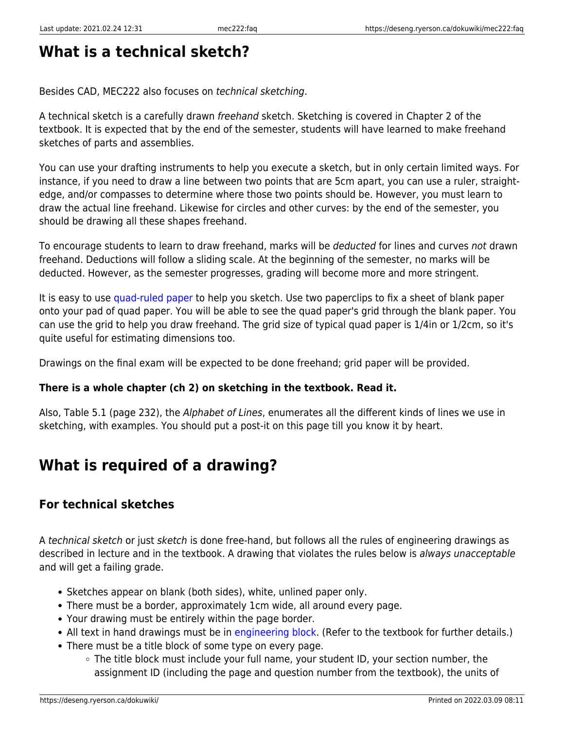# What is a technical sketch?

Besides CAD, MEC222 also focuses on *technical sketching*.

A technical sketch is a carefully drawn *freehand* sketch. Sketching is covered in Chapter 2 of the textbook. It is expected that by the end of the semester, students will have learned to make freehand sketches of parts and assemblies.

You can use your drafting instruments to help you execute a sketch, but in only certain limited ways. For instance, if you need to draw a line between two points that are 5cm apart, you can use a ruler, straight-edge, and/or compasses to determine where those two points should be. However, you must learn to draw the actual line freehand. Likewise for circles and other curves: by the end of the semester, you should be drawing all these shapes freehand.

To encourage students to learn to draw freehand, marks will be *deducted* for lines and curves *not* drawn freehand. Deductions will follow a sliding scale. At the beginning of the semester, no marks will be deducted. However, as the semester progresses, grading will become more and more stringent.

It is easy to use quad-ruled paper to help you sketch. Use two paperclips to fix a sheet of blank paper onto your pad of quad paper. You will be able to see the quad paper's grid through the blank paper. You can use the grid to help you draw freehand. The grid size of typical quad paper is 1/4in or 1/2cm, so it's quite useful for estimating dimensions too.

Drawings on the final exam will be expected to be done freehand; grid paper will be provided.

**There is a whole chapter (ch 2) on sketching in the textbook. Read it.**

Also, Table 5.1 (page 232), the *Alphabet of Lines*, enumerates all the different kinds of lines we use in sketching, with examples. You should put a post-it on this page till you know it by heart.

# What is required of a drawing?

## For technical sketches

A *technical sketch* or just *sketch* is done free-hand, but follows all the rules of engineering drawings as described in lecture and in the textbook. A drawing that violates the rules below is *always unacceptable* and will get a failing grade.

- Sketches appear on blank (both sides), white, unlined paper only.
- There must be a border, approximately 1cm wide, all around every page.
- Your drawing must be entirely within the page border.
- All text in hand drawings must be in engineering block. (Refer to the textbook for further details.)
- There must be a title block of some type on every page.
  - The title block must include your full name, your student ID, your section number, the assignment ID (including the page and question number from the textbook), the units of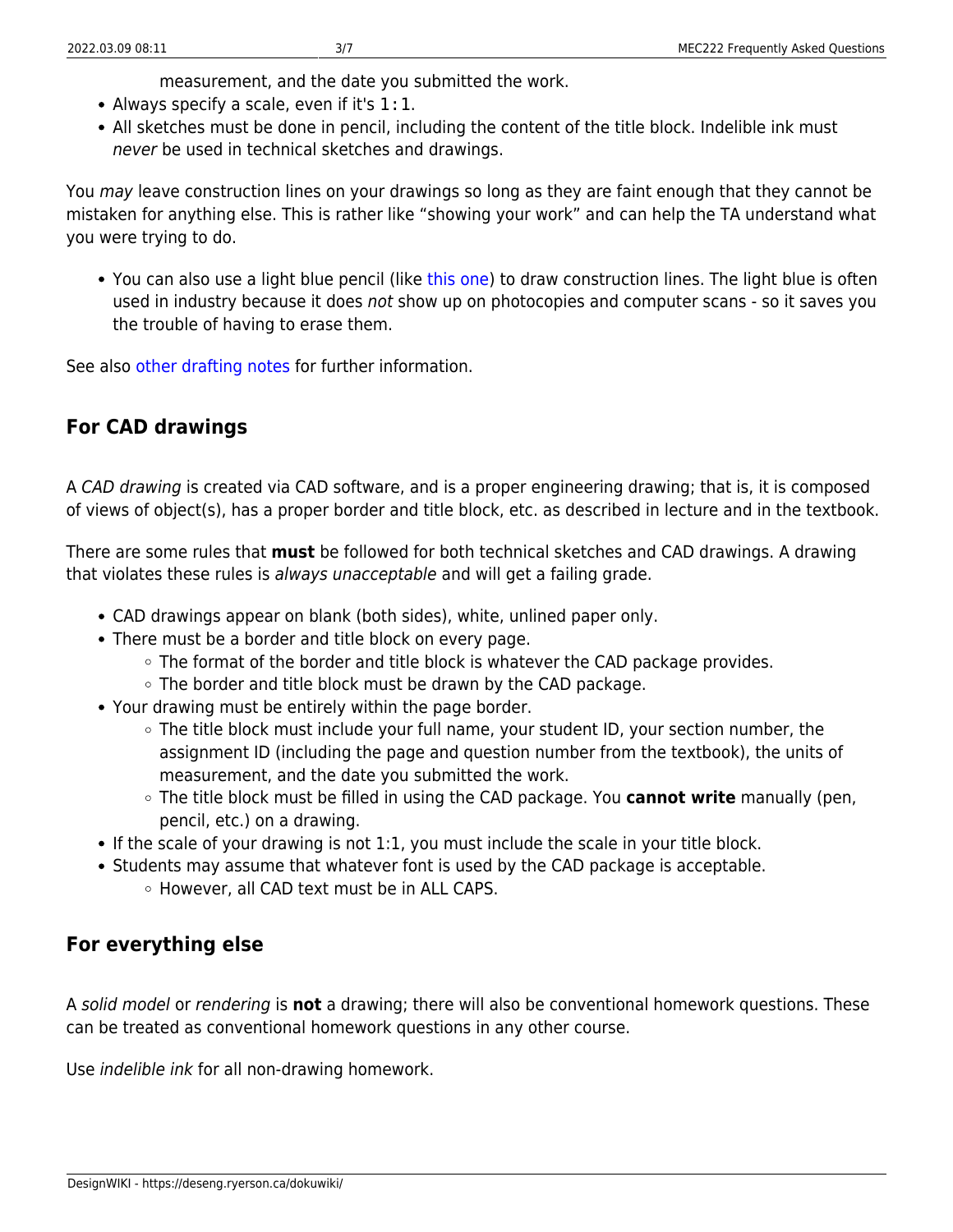measurement, and the date you submitted the work.

- Always specify a scale, even if it's `1:1`.
- All sketches must be done in pencil, including the content of the title block. Indelible ink must *never* be used in technical sketches and drawings.

You *may* leave construction lines on your drawings so long as they are faint enough that they cannot be mistaken for anything else. This is rather like "showing your work" and can help the TA understand what you were trying to do.

- You can also use a light blue pencil (like this one) to draw construction lines. The light blue is often used in industry because it does *not* show up on photocopies and computer scans - so it saves you the trouble of having to erase them.

See also other drafting notes for further information.

## For CAD drawings

A *CAD drawing* is created via CAD software, and is a proper engineering drawing; that is, it is composed of views of object(s), has a proper border and title block, etc. as described in lecture and in the textbook.

There are some rules that **must** be followed for both technical sketches and CAD drawings. A drawing that violates these rules is *always unacceptable* and will get a failing grade.

- CAD drawings appear on blank (both sides), white, unlined paper only.
- There must be a border and title block on every page.
    - The format of the border and title block is whatever the CAD package provides.
    - The border and title block must be drawn by the CAD package.
- Your drawing must be entirely within the page border.
    - The title block must include your full name, your student ID, your section number, the assignment ID (including the page and question number from the textbook), the units of measurement, and the date you submitted the work.
    - The title block must be filled in using the CAD package. You **cannot write** manually (pen, pencil, etc.) on a drawing.
- If the scale of your drawing is not 1:1, you must include the scale in your title block.
- Students may assume that whatever font is used by the CAD package is acceptable.
    - However, all CAD text must be in ALL CAPS.

## For everything else

A *solid model* or *rendering* is **not** a drawing; there will also be conventional homework questions. These can be treated as conventional homework questions in any other course.

Use *indelible ink* for all non-drawing homework.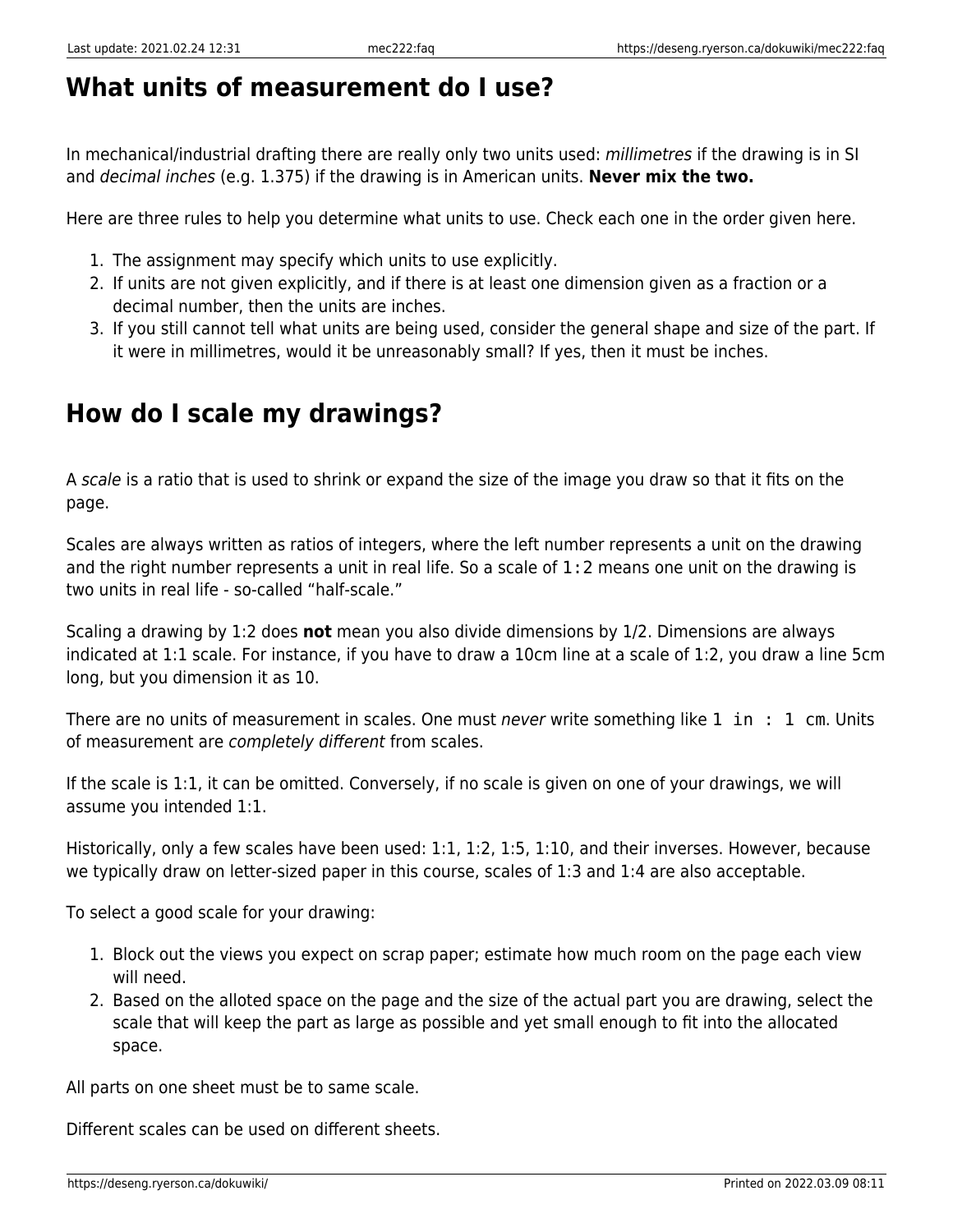## What units of measurement do I use?

In mechanical/industrial drafting there are really only two units used: *millimetres* if the drawing is in SI and *decimal inches* (e.g. 1.375) if the drawing is in American units. **Never mix the two.**

Here are three rules to help you determine what units to use. Check each one in the order given here.

1. The assignment may specify which units to use explicitly.
2. If units are not given explicitly, and if there is at least one dimension given as a fraction or a decimal number, then the units are inches.
3. If you still cannot tell what units are being used, consider the general shape and size of the part. If it were in millimetres, would it be unreasonably small? If yes, then it must be inches.

## How do I scale my drawings?

A *scale* is a ratio that is used to shrink or expand the size of the image you draw so that it fits on the page.

Scales are always written as ratios of integers, where the left number represents a unit on the drawing and the right number represents a unit in real life. So a scale of `1:2` means one unit on the drawing is two units in real life - so-called "half-scale."

Scaling a drawing by 1:2 does **not** mean you also divide dimensions by 1/2. Dimensions are always indicated at 1:1 scale. For instance, if you have to draw a 10cm line at a scale of 1:2, you draw a line 5cm long, but you dimension it as 10.

There are no units of measurement in scales. One must *never* write something like `1 in : 1 cm`. Units of measurement are *completely different* from scales.

If the scale is 1:1, it can be omitted. Conversely, if no scale is given on one of your drawings, we will assume you intended 1:1.

Historically, only a few scales have been used: 1:1, 1:2, 1:5, 1:10, and their inverses. However, because we typically draw on letter-sized paper in this course, scales of 1:3 and 1:4 are also acceptable.

To select a good scale for your drawing:

1. Block out the views you expect on scrap paper; estimate how much room on the page each view will need.
2. Based on the alloted space on the page and the size of the actual part you are drawing, select the scale that will keep the part as large as possible and yet small enough to fit into the allocated space.

All parts on one sheet must be to same scale.

Different scales can be used on different sheets.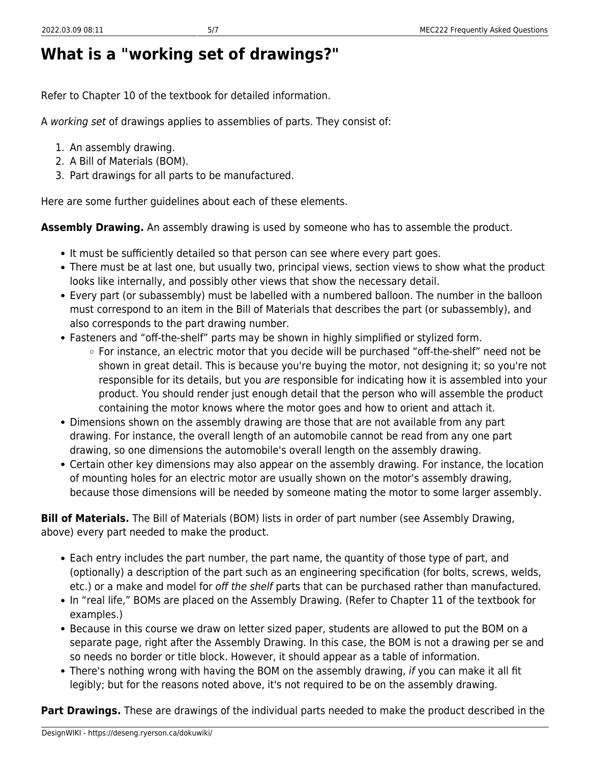# What is a "working set of drawings?"

Refer to Chapter 10 of the textbook for detailed information.

A *working set* of drawings applies to assemblies of parts. They consist of:

1. An assembly drawing.
2. A Bill of Materials (BOM).
3. Part drawings for all parts to be manufactured.

Here are some further guidelines about each of these elements.

**Assembly Drawing.** An assembly drawing is used by someone who has to assemble the product.

- It must be sufficiently detailed so that person can see where every part goes.
- There must be at last one, but usually two, principal views, section views to show what the product looks like internally, and possibly other views that show the necessary detail.
- Every part (or subassembly) must be labelled with a numbered balloon. The number in the balloon must correspond to an item in the Bill of Materials that describes the part (or subassembly), and also corresponds to the part drawing number.
- Fasteners and "off-the-shelf" parts may be shown in highly simplified or stylized form.
  - For instance, an electric motor that you decide will be purchased "off-the-shelf" need not be shown in great detail. This is because you're buying the motor, not designing it; so you're not responsible for its details, but you *are* responsible for indicating how it is assembled into your product. You should render just enough detail that the person who will assemble the product containing the motor knows where the motor goes and how to orient and attach it.
- Dimensions shown on the assembly drawing are those that are not available from any part drawing. For instance, the overall length of an automobile cannot be read from any one part drawing, so one dimensions the automobile's overall length on the assembly drawing.
- Certain other key dimensions may also appear on the assembly drawing. For instance, the location of mounting holes for an electric motor are usually shown on the motor's assembly drawing, because those dimensions will be needed by someone mating the motor to some larger assembly.

**Bill of Materials.** The Bill of Materials (BOM) lists in order of part number (see Assembly Drawing, above) every part needed to make the product.

- Each entry includes the part number, the part name, the quantity of those type of part, and (optionally) a description of the part such as an engineering specification (for bolts, screws, welds, etc.) or a make and model for *off the shelf* parts that can be purchased rather than manufactured.
- In "real life," BOMs are placed on the Assembly Drawing. (Refer to Chapter 11 of the textbook for examples.)
- Because in this course we draw on letter sized paper, students are allowed to put the BOM on a separate page, right after the Assembly Drawing. In this case, the BOM is not a drawing per se and so needs no border or title block. However, it should appear as a table of information.
- There's nothing wrong with having the BOM on the assembly drawing, *if* you can make it all fit legibly; but for the reasons noted above, it's not required to be on the assembly drawing.

**Part Drawings.** These are drawings of the individual parts needed to make the product described in the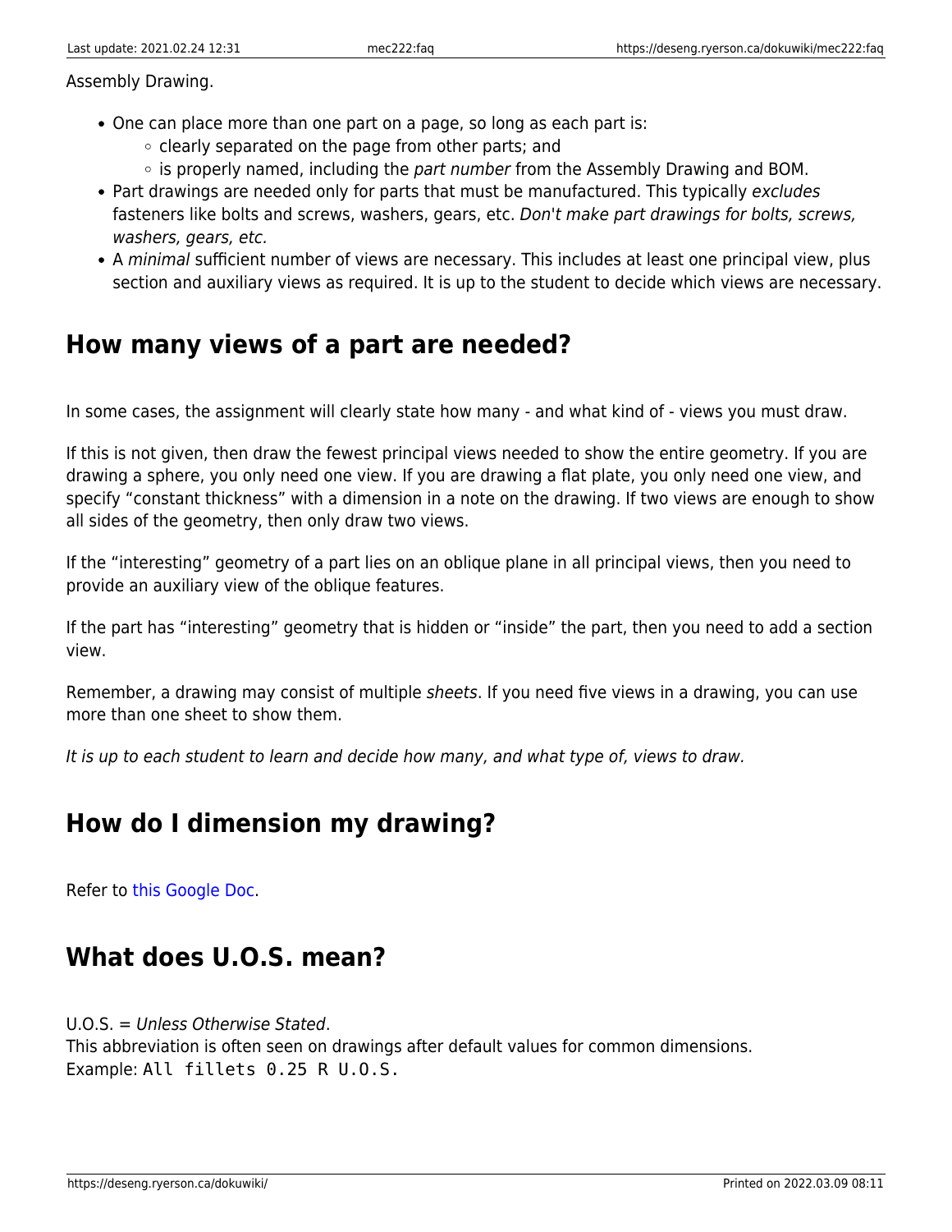Assembly Drawing.

- One can place more than one part on a page, so long as each part is:
  - clearly separated on the page from other parts; and
  - is properly named, including the *part number* from the Assembly Drawing and BOM.
- Part drawings are needed only for parts that must be manufactured. This typically *excludes* fasteners like bolts and screws, washers, gears, etc. *Don't make part drawings for bolts, screws, washers, gears, etc.*
- A *minimal* sufficient number of views are necessary. This includes at least one principal view, plus section and auxiliary views as required. It is up to the student to decide which views are necessary.

## How many views of a part are needed?

In some cases, the assignment will clearly state how many - and what kind of - views you must draw.

If this is not given, then draw the fewest principal views needed to show the entire geometry. If you are drawing a sphere, you only need one view. If you are drawing a flat plate, you only need one view, and specify "constant thickness" with a dimension in a note on the drawing. If two views are enough to show all sides of the geometry, then only draw two views.

If the "interesting" geometry of a part lies on an oblique plane in all principal views, then you need to provide an auxiliary view of the oblique features.

If the part has "interesting" geometry that is hidden or "inside" the part, then you need to add a section view.

Remember, a drawing may consist of multiple *sheets*. If you need five views in a drawing, you can use more than one sheet to show them.

*It is up to each student to learn and decide how many, and what type of, views to draw.*

## How do I dimension my drawing?

Refer to this Google Doc.

## What does U.O.S. mean?

U.O.S. = *Unless Otherwise Stated*.
This abbreviation is often seen on drawings after default values for common dimensions.
Example: `All fillets 0.25 R U.O.S.`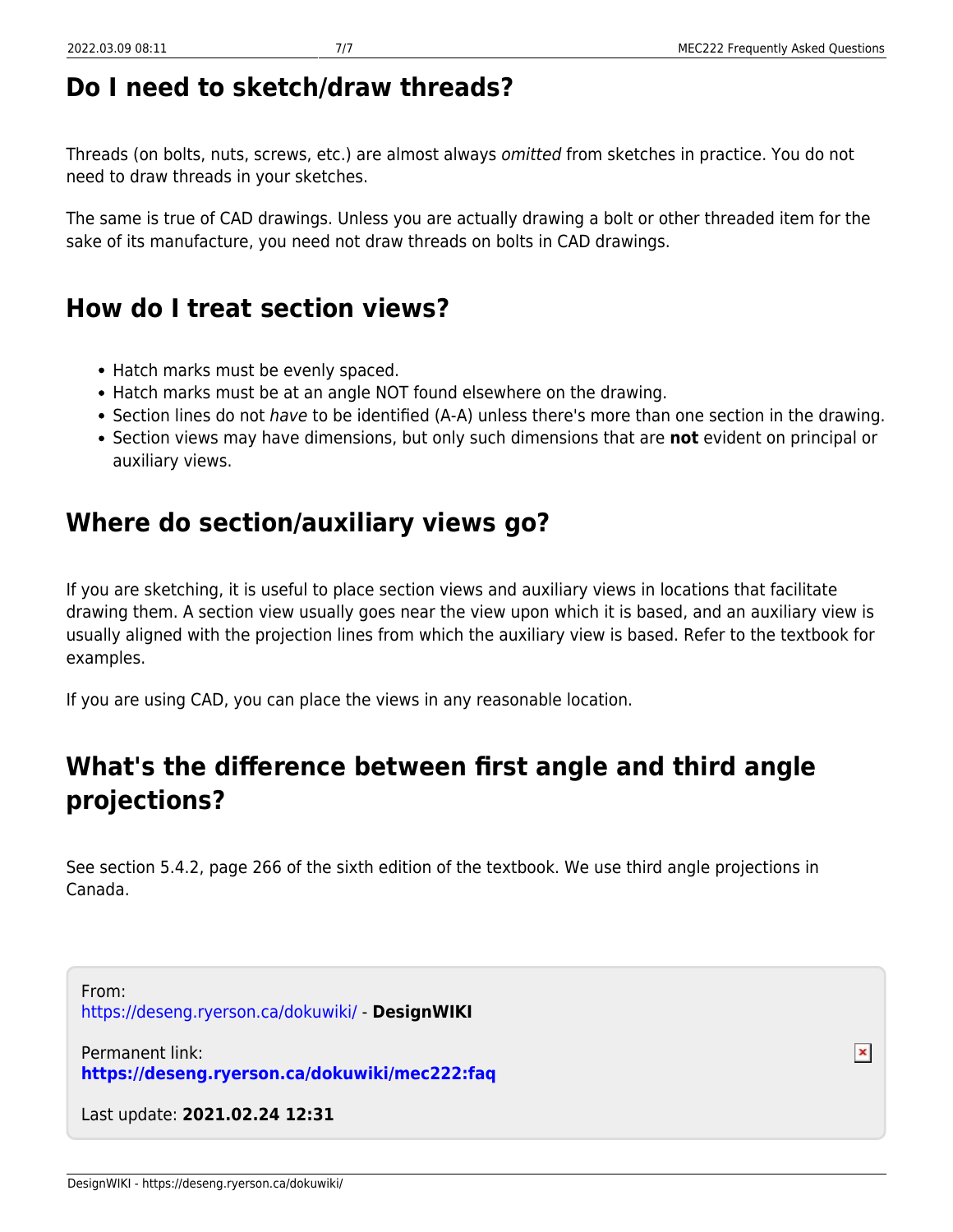## Do I need to sketch/draw threads?

Threads (on bolts, nuts, screws, etc.) are almost always *omitted* from sketches in practice. You do not need to draw threads in your sketches.

The same is true of CAD drawings. Unless you are actually drawing a bolt or other threaded item for the sake of its manufacture, you need not draw threads on bolts in CAD drawings.

## How do I treat section views?

- Hatch marks must be evenly spaced.
- Hatch marks must be at an angle NOT found elsewhere on the drawing.
- Section lines do not *have* to be identified (A-A) unless there's more than one section in the drawing.
- Section views may have dimensions, but only such dimensions that are **not** evident on principal or auxiliary views.

## Where do section/auxiliary views go?

If you are sketching, it is useful to place section views and auxiliary views in locations that facilitate drawing them. A section view usually goes near the view upon which it is based, and an auxiliary view is usually aligned with the projection lines from which the auxiliary view is based. Refer to the textbook for examples.

If you are using CAD, you can place the views in any reasonable location.

## What's the difference between first angle and third angle projections?

See section 5.4.2, page 266 of the sixth edition of the textbook. We use third angle projections in Canada.

From:
https://deseng.ryerson.ca/dokuwiki/ - **DesignWIKI**

Permanent link:
**https://deseng.ryerson.ca/dokuwiki/mec222:faq**

Last update: **2021.02.24 12:31**